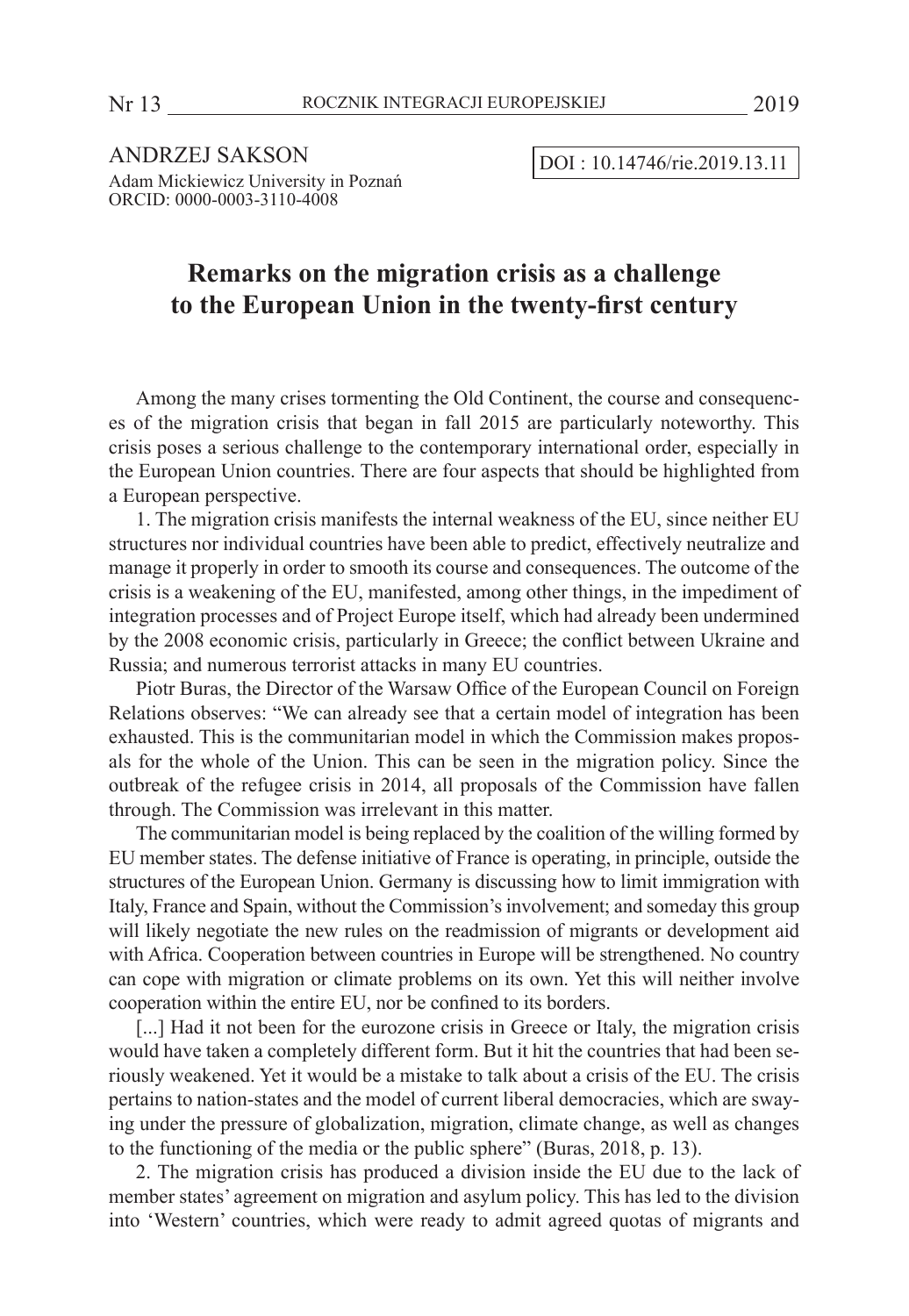ANDRZEJ SAKSON
Adam Mickiewicz University in Poznań
ORCID: 0000-0003-3110-4008

DOI : 10.14746/rie.2019.13.11

# Remarks on the migration crisis as a challenge to the European Union in the twenty-first century

Among the many crises tormenting the Old Continent, the course and consequences of the migration crisis that began in fall 2015 are particularly noteworthy. This crisis poses a serious challenge to the contemporary international order, especially in the European Union countries. There are four aspects that should be highlighted from a European perspective.

1. The migration crisis manifests the internal weakness of the EU, since neither EU structures nor individual countries have been able to predict, effectively neutralize and manage it properly in order to smooth its course and consequences. The outcome of the crisis is a weakening of the EU, manifested, among other things, in the impediment of integration processes and of Project Europe itself, which had already been undermined by the 2008 economic crisis, particularly in Greece; the conflict between Ukraine and Russia; and numerous terrorist attacks in many EU countries.

Piotr Buras, the Director of the Warsaw Office of the European Council on Foreign Relations observes: "We can already see that a certain model of integration has been exhausted. This is the communitarian model in which the Commission makes proposals for the whole of the Union. This can be seen in the migration policy. Since the outbreak of the refugee crisis in 2014, all proposals of the Commission have fallen through. The Commission was irrelevant in this matter.

The communitarian model is being replaced by the coalition of the willing formed by EU member states. The defense initiative of France is operating, in principle, outside the structures of the European Union. Germany is discussing how to limit immigration with Italy, France and Spain, without the Commission's involvement; and someday this group will likely negotiate the new rules on the readmission of migrants or development aid with Africa. Cooperation between countries in Europe will be strengthened. No country can cope with migration or climate problems on its own. Yet this will neither involve cooperation within the entire EU, nor be confined to its borders.

[...] Had it not been for the eurozone crisis in Greece or Italy, the migration crisis would have taken a completely different form. But it hit the countries that had been seriously weakened. Yet it would be a mistake to talk about a crisis of the EU. The crisis pertains to nation-states and the model of current liberal democracies, which are swaying under the pressure of globalization, migration, climate change, as well as changes to the functioning of the media or the public sphere" (Buras, 2018, p. 13).

2. The migration crisis has produced a division inside the EU due to the lack of member states' agreement on migration and asylum policy. This has led to the division into 'Western' countries, which were ready to admit agreed quotas of migrants and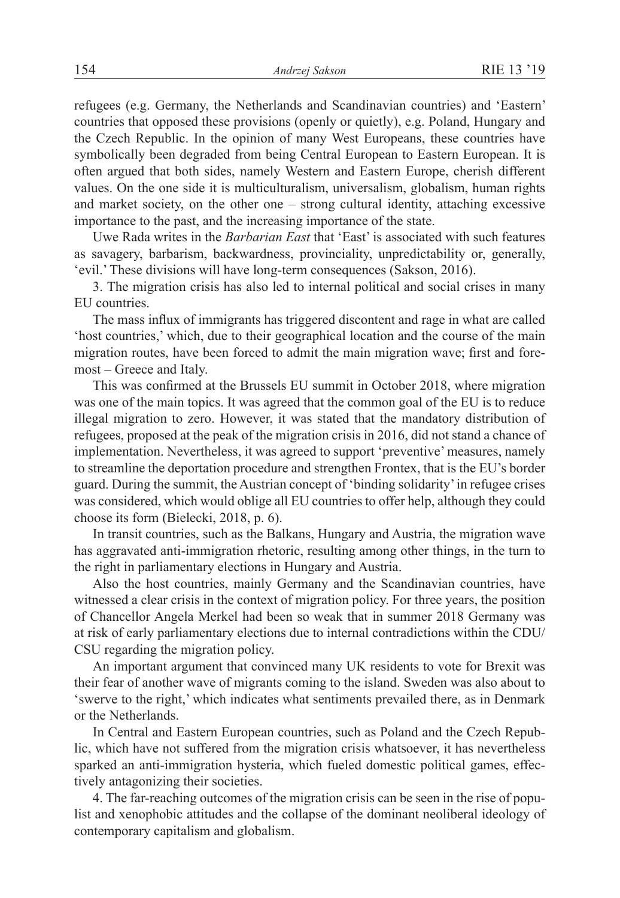refugees (e.g. Germany, the Netherlands and Scandinavian countries) and 'Eastern' countries that opposed these provisions (openly or quietly), e.g. Poland, Hungary and the Czech Republic. In the opinion of many West Europeans, these countries have symbolically been degraded from being Central European to Eastern European. It is often argued that both sides, namely Western and Eastern Europe, cherish different values. On the one side it is multiculturalism, universalism, globalism, human rights and market society, on the other one – strong cultural identity, attaching excessive importance to the past, and the increasing importance of the state.

Uwe Rada writes in the *Barbarian East* that 'East' is associated with such features as savagery, barbarism, backwardness, provinciality, unpredictability or, generally, 'evil.' These divisions will have long-term consequences (Sakson, 2016).

3. The migration crisis has also led to internal political and social crises in many EU countries.

The mass influx of immigrants has triggered discontent and rage in what are called 'host countries,' which, due to their geographical location and the course of the main migration routes, have been forced to admit the main migration wave; first and foremost – Greece and Italy.

This was confirmed at the Brussels EU summit in October 2018, where migration was one of the main topics. It was agreed that the common goal of the EU is to reduce illegal migration to zero. However, it was stated that the mandatory distribution of refugees, proposed at the peak of the migration crisis in 2016, did not stand a chance of implementation. Nevertheless, it was agreed to support 'preventive' measures, namely to streamline the deportation procedure and strengthen Frontex, that is the EU's border guard. During the summit, the Austrian concept of 'binding solidarity' in refugee crises was considered, which would oblige all EU countries to offer help, although they could choose its form (Bielecki, 2018, p. 6).

In transit countries, such as the Balkans, Hungary and Austria, the migration wave has aggravated anti-immigration rhetoric, resulting among other things, in the turn to the right in parliamentary elections in Hungary and Austria.

Also the host countries, mainly Germany and the Scandinavian countries, have witnessed a clear crisis in the context of migration policy. For three years, the position of Chancellor Angela Merkel had been so weak that in summer 2018 Germany was at risk of early parliamentary elections due to internal contradictions within the CDU/CSU regarding the migration policy.

An important argument that convinced many UK residents to vote for Brexit was their fear of another wave of migrants coming to the island. Sweden was also about to 'swerve to the right,' which indicates what sentiments prevailed there, as in Denmark or the Netherlands.

In Central and Eastern European countries, such as Poland and the Czech Republic, which have not suffered from the migration crisis whatsoever, it has nevertheless sparked an anti-immigration hysteria, which fueled domestic political games, effectively antagonizing their societies.

4. The far-reaching outcomes of the migration crisis can be seen in the rise of populist and xenophobic attitudes and the collapse of the dominant neoliberal ideology of contemporary capitalism and globalism.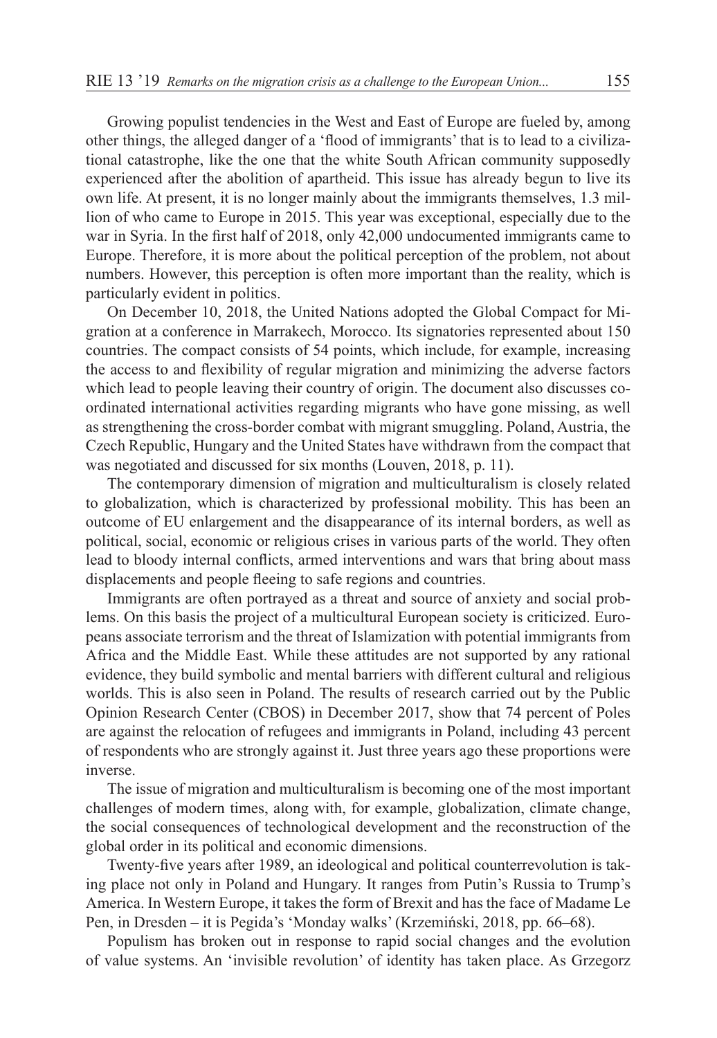Growing populist tendencies in the West and East of Europe are fueled by, among other things, the alleged danger of a 'flood of immigrants' that is to lead to a civilizational catastrophe, like the one that the white South African community supposedly experienced after the abolition of apartheid. This issue has already begun to live its own life. At present, it is no longer mainly about the immigrants themselves, 1.3 million of who came to Europe in 2015. This year was exceptional, especially due to the war in Syria. In the first half of 2018, only 42,000 undocumented immigrants came to Europe. Therefore, it is more about the political perception of the problem, not about numbers. However, this perception is often more important than the reality, which is particularly evident in politics.

On December 10, 2018, the United Nations adopted the Global Compact for Migration at a conference in Marrakech, Morocco. Its signatories represented about 150 countries. The compact consists of 54 points, which include, for example, increasing the access to and flexibility of regular migration and minimizing the adverse factors which lead to people leaving their country of origin. The document also discusses coordinated international activities regarding migrants who have gone missing, as well as strengthening the cross-border combat with migrant smuggling. Poland, Austria, the Czech Republic, Hungary and the United States have withdrawn from the compact that was negotiated and discussed for six months (Louven, 2018, p. 11).

The contemporary dimension of migration and multiculturalism is closely related to globalization, which is characterized by professional mobility. This has been an outcome of EU enlargement and the disappearance of its internal borders, as well as political, social, economic or religious crises in various parts of the world. They often lead to bloody internal conflicts, armed interventions and wars that bring about mass displacements and people fleeing to safe regions and countries.

Immigrants are often portrayed as a threat and source of anxiety and social problems. On this basis the project of a multicultural European society is criticized. Europeans associate terrorism and the threat of Islamization with potential immigrants from Africa and the Middle East. While these attitudes are not supported by any rational evidence, they build symbolic and mental barriers with different cultural and religious worlds. This is also seen in Poland. The results of research carried out by the Public Opinion Research Center (CBOS) in December 2017, show that 74 percent of Poles are against the relocation of refugees and immigrants in Poland, including 43 percent of respondents who are strongly against it. Just three years ago these proportions were inverse.

The issue of migration and multiculturalism is becoming one of the most important challenges of modern times, along with, for example, globalization, climate change, the social consequences of technological development and the reconstruction of the global order in its political and economic dimensions.

Twenty-five years after 1989, an ideological and political counterrevolution is taking place not only in Poland and Hungary. It ranges from Putin's Russia to Trump's America. In Western Europe, it takes the form of Brexit and has the face of Madame Le Pen, in Dresden – it is Pegida's 'Monday walks' (Krzemiński, 2018, pp. 66–68).

Populism has broken out in response to rapid social changes and the evolution of value systems. An 'invisible revolution' of identity has taken place. As Grzegorz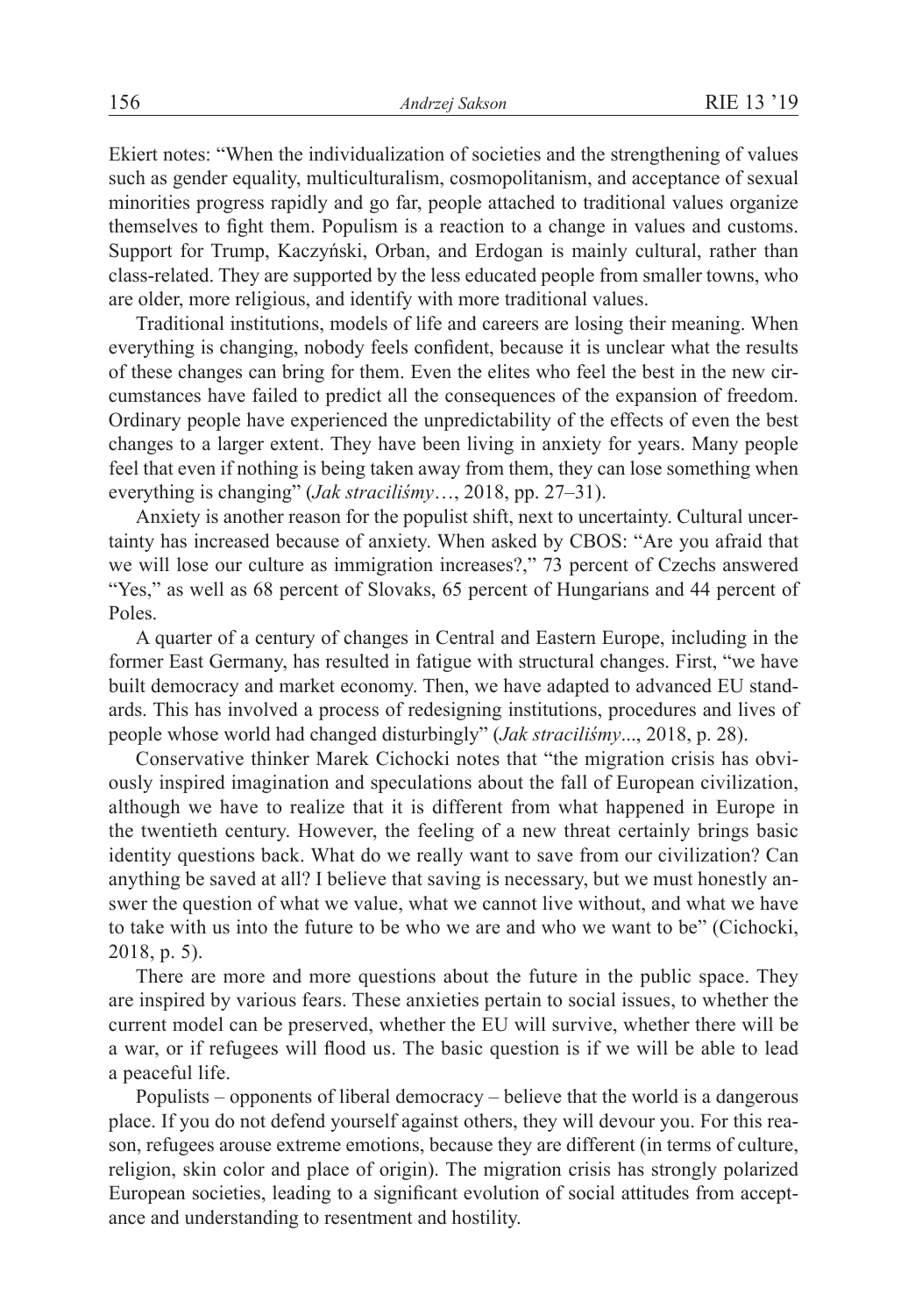Ekiert notes: "When the individualization of societies and the strengthening of values such as gender equality, multiculturalism, cosmopolitanism, and acceptance of sexual minorities progress rapidly and go far, people attached to traditional values organize themselves to fight them. Populism is a reaction to a change in values and customs. Support for Trump, Kaczyński, Orban, and Erdogan is mainly cultural, rather than class-related. They are supported by the less educated people from smaller towns, who are older, more religious, and identify with more traditional values.

Traditional institutions, models of life and careers are losing their meaning. When everything is changing, nobody feels confident, because it is unclear what the results of these changes can bring for them. Even the elites who feel the best in the new circumstances have failed to predict all the consequences of the expansion of freedom. Ordinary people have experienced the unpredictability of the effects of even the best changes to a larger extent. They have been living in anxiety for years. Many people feel that even if nothing is being taken away from them, they can lose something when everything is changing" (*Jak straciliśmy*…, 2018, pp. 27–31).

Anxiety is another reason for the populist shift, next to uncertainty. Cultural uncertainty has increased because of anxiety. When asked by CBOS: "Are you afraid that we will lose our culture as immigration increases?," 73 percent of Czechs answered "Yes," as well as 68 percent of Slovaks, 65 percent of Hungarians and 44 percent of Poles.

A quarter of a century of changes in Central and Eastern Europe, including in the former East Germany, has resulted in fatigue with structural changes. First, "we have built democracy and market economy. Then, we have adapted to advanced EU standards. This has involved a process of redesigning institutions, procedures and lives of people whose world had changed disturbingly" (*Jak straciliśmy*..., 2018, p. 28).

Conservative thinker Marek Cichocki notes that "the migration crisis has obviously inspired imagination and speculations about the fall of European civilization, although we have to realize that it is different from what happened in Europe in the twentieth century. However, the feeling of a new threat certainly brings basic identity questions back. What do we really want to save from our civilization? Can anything be saved at all? I believe that saving is necessary, but we must honestly answer the question of what we value, what we cannot live without, and what we have to take with us into the future to be who we are and who we want to be" (Cichocki, 2018, p. 5).

There are more and more questions about the future in the public space. They are inspired by various fears. These anxieties pertain to social issues, to whether the current model can be preserved, whether the EU will survive, whether there will be a war, or if refugees will flood us. The basic question is if we will be able to lead a peaceful life.

Populists – opponents of liberal democracy – believe that the world is a dangerous place. If you do not defend yourself against others, they will devour you. For this reason, refugees arouse extreme emotions, because they are different (in terms of culture, religion, skin color and place of origin). The migration crisis has strongly polarized European societies, leading to a significant evolution of social attitudes from acceptance and understanding to resentment and hostility.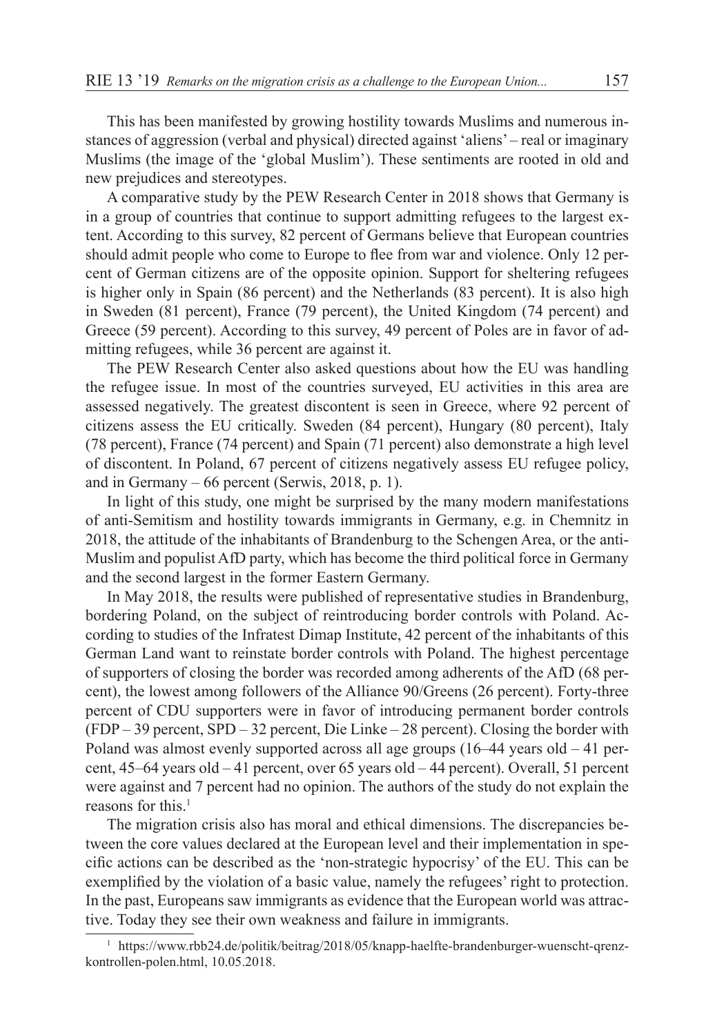This has been manifested by growing hostility towards Muslims and numerous instances of aggression (verbal and physical) directed against 'aliens' – real or imaginary Muslims (the image of the 'global Muslim'). These sentiments are rooted in old and new prejudices and stereotypes.

A comparative study by the PEW Research Center in 2018 shows that Germany is in a group of countries that continue to support admitting refugees to the largest extent. According to this survey, 82 percent of Germans believe that European countries should admit people who come to Europe to flee from war and violence. Only 12 percent of German citizens are of the opposite opinion. Support for sheltering refugees is higher only in Spain (86 percent) and the Netherlands (83 percent). It is also high in Sweden (81 percent), France (79 percent), the United Kingdom (74 percent) and Greece (59 percent). According to this survey, 49 percent of Poles are in favor of admitting refugees, while 36 percent are against it.

The PEW Research Center also asked questions about how the EU was handling the refugee issue. In most of the countries surveyed, EU activities in this area are assessed negatively. The greatest discontent is seen in Greece, where 92 percent of citizens assess the EU critically. Sweden (84 percent), Hungary (80 percent), Italy (78 percent), France (74 percent) and Spain (71 percent) also demonstrate a high level of discontent. In Poland, 67 percent of citizens negatively assess EU refugee policy, and in Germany – 66 percent (Serwis, 2018, p. 1).

In light of this study, one might be surprised by the many modern manifestations of anti-Semitism and hostility towards immigrants in Germany, e.g. in Chemnitz in 2018, the attitude of the inhabitants of Brandenburg to the Schengen Area, or the anti-Muslim and populist AfD party, which has become the third political force in Germany and the second largest in the former Eastern Germany.

In May 2018, the results were published of representative studies in Brandenburg, bordering Poland, on the subject of reintroducing border controls with Poland. According to studies of the Infratest Dimap Institute, 42 percent of the inhabitants of this German Land want to reinstate border controls with Poland. The highest percentage of supporters of closing the border was recorded among adherents of the AfD (68 percent), the lowest among followers of the Alliance 90/Greens (26 percent). Forty-three percent of CDU supporters were in favor of introducing permanent border controls (FDP – 39 percent, SPD – 32 percent, Die Linke – 28 percent). Closing the border with Poland was almost evenly supported across all age groups (16–44 years old – 41 percent, 45–64 years old – 41 percent, over 65 years old – 44 percent). Overall, 51 percent were against and 7 percent had no opinion. The authors of the study do not explain the reasons for this.[1]

The migration crisis also has moral and ethical dimensions. The discrepancies between the core values declared at the European level and their implementation in specific actions can be described as the 'non-strategic hypocrisy' of the EU. This can be exemplified by the violation of a basic value, namely the refugees' right to protection. In the past, Europeans saw immigrants as evidence that the European world was attractive. Today they see their own weakness and failure in immigrants.

[1] https://www.rbb24.de/politik/beitrag/2018/05/knapp-haelfte-brandenburger-wuenscht-qrenz-kontrollen-polen.html, 10.05.2018.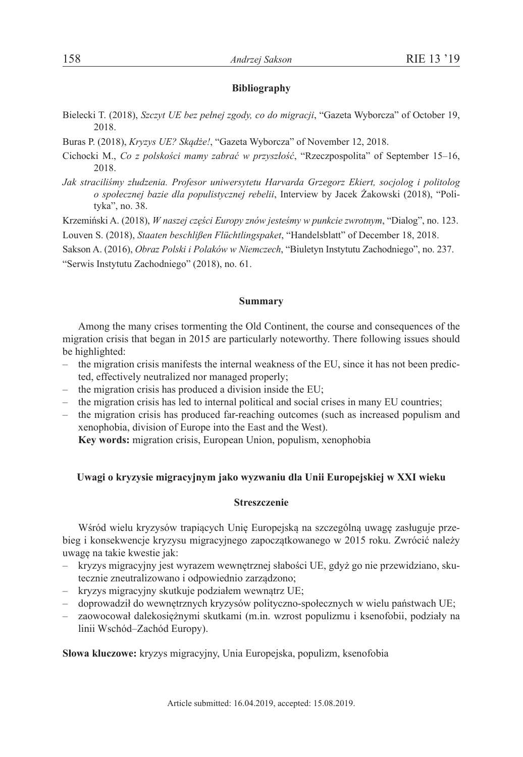## Bibliography

Bielecki T. (2018), *Szczyt UE bez pełnej zgody, co do migracji*, "Gazeta Wyborcza" of October 19, 2018.

Buras P. (2018), *Kryzys UE? Skądże!*, "Gazeta Wyborcza" of November 12, 2018.

Cichocki M., *Co z polskości mamy zabrać w przyszłość*, "Rzeczpospolita" of September 15–16, 2018.

*Jak straciliśmy złudzenia. Profesor uniwersytetu Harvarda Grzegorz Ekiert, socjolog i politolog o społecznej bazie dla populistycznej rebelii*, Interview by Jacek Żakowski (2018), "Polityka", no. 38.

Krzemiński A. (2018), *W naszej części Europy znów jesteśmy w punkcie zwrotnym*, "Dialog", no. 123.

Louven S. (2018), *Staaten beschlißen Flüchtlingspaket*, "Handelsblatt" of December 18, 2018.

Sakson A. (2016), *Obraz Polski i Polaków w Niemczech*, "Biuletyn Instytutu Zachodniego", no. 237.

"Serwis Instytutu Zachodniego" (2018), no. 61.

## Summary

Among the many crises tormenting the Old Continent, the course and consequences of the migration crisis that began in 2015 are particularly noteworthy. There following issues should be highlighted:

- the migration crisis manifests the internal weakness of the EU, since it has not been predicted, effectively neutralized nor managed properly;
- the migration crisis has produced a division inside the EU;
- the migration crisis has led to internal political and social crises in many EU countries;
- the migration crisis has produced far-reaching outcomes (such as increased populism and xenophobia, division of Europe into the East and the West).

**Key words:** migration crisis, European Union, populism, xenophobia

## Uwagi o kryzysie migracyjnym jako wyzwaniu dla Unii Europejskiej w XXI wieku

## Streszczenie

Wśród wielu kryzysów trapiących Unię Europejską na szczególną uwagę zasługuje przebieg i konsekwencje kryzysu migracyjnego zapoczątkowanego w 2015 roku. Zwrócić należy uwagę na takie kwestie jak:

- kryzys migracyjny jest wyrazem wewnętrznej słabości UE, gdyż go nie przewidziano, skutecznie zneutralizowano i odpowiednio zarządzono;
- kryzys migracyjny skutkuje podziałem wewnątrz UE;
- doprowadził do wewnętrznych kryzysów polityczno-społecznych w wielu państwach UE;
- zaowocował dalekosiężnymi skutkami (m.in. wzrost populizmu i ksenofobii, podziały na linii Wschód–Zachód Europy).

**Słowa kluczowe:** kryzys migracyjny, Unia Europejska, populizm, ksenofobia

Article submitted: 16.04.2019, accepted: 15.08.2019.